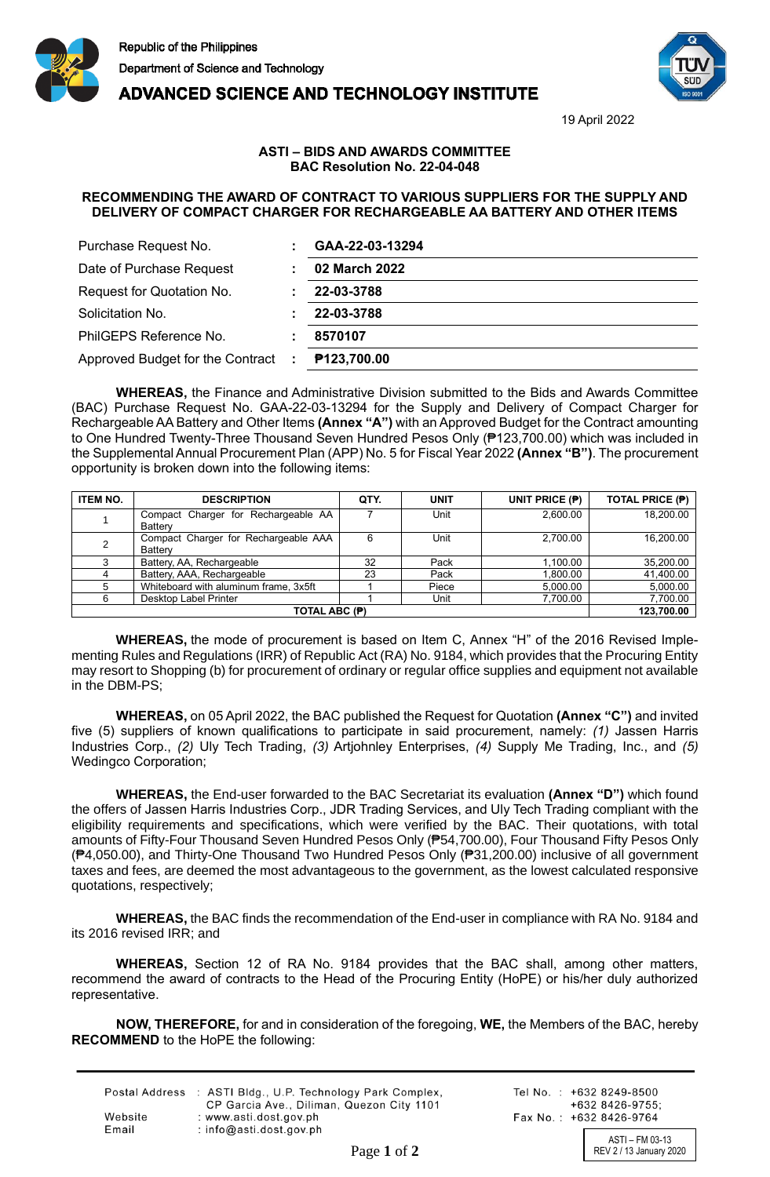Republic of the Philippines
Department of Science and Technology
**ADVANCED SCIENCE AND TECHNOLOGY INSTITUTE**

19 April 2022

**ASTI – BIDS AND AWARDS COMMITTEE**
**BAC Resolution No. 22-04-048**

**RECOMMENDING THE AWARD OF CONTRACT TO VARIOUS SUPPLIERS FOR THE SUPPLY AND DELIVERY OF COMPACT CHARGER FOR RECHARGEABLE AA BATTERY AND OTHER ITEMS**

| | | |
|---|---|---|
| Purchase Request No. | : | **GAA-22-03-13294** |
| Date of Purchase Request | : | **02 March 2022** |
| Request for Quotation No. | : | **22-03-3788** |
| Solicitation No. | : | **22-03-3788** |
| PhilGEPS Reference No. | : | **8570107** |
| Approved Budget for the Contract | : | **₱123,700.00** |

**WHEREAS,** the Finance and Administrative Division submitted to the Bids and Awards Committee (BAC) Purchase Request No. GAA-22-03-13294 for the Supply and Delivery of Compact Charger for Rechargeable AA Battery and Other Items **(Annex "A")** with an Approved Budget for the Contract amounting to One Hundred Twenty-Three Thousand Seven Hundred Pesos Only (₱123,700.00) which was included in the Supplemental Annual Procurement Plan (APP) No. 5 for Fiscal Year 2022 **(Annex "B")**. The procurement opportunity is broken down into the following items:

| ITEM NO. | DESCRIPTION | QTY. | UNIT | UNIT PRICE (₱) | TOTAL PRICE (₱) |
|---|---|---|---|---|---|
| 1 | Compact Charger for Rechargeable AA Battery | 7 | Unit | 2,600.00 | 18,200.00 |
| 2 | Compact Charger for Rechargeable AAA Battery | 6 | Unit | 2,700.00 | 16,200.00 |
| 3 | Battery, AA, Rechargeable | 32 | Pack | 1,100.00 | 35,200.00 |
| 4 | Battery, AAA, Rechargeable | 23 | Pack | 1,800.00 | 41,400.00 |
| 5 | Whiteboard with aluminum frame, 3x5ft | 1 | Piece | 5,000.00 | 5,000.00 |
| 6 | Desktop Label Printer | 1 | Unit | 7,700.00 | 7,700.00 |
| **TOTAL ABC (₱)** | | | | | **123,700.00** |

**WHEREAS,** the mode of procurement is based on Item C, Annex "H" of the 2016 Revised Implementing Rules and Regulations (IRR) of Republic Act (RA) No. 9184, which provides that the Procuring Entity may resort to Shopping (b) for procurement of ordinary or regular office supplies and equipment not available in the DBM-PS;

**WHEREAS,** on 05 April 2022, the BAC published the Request for Quotation **(Annex "C")** and invited five (5) suppliers of known qualifications to participate in said procurement, namely: *(1)* Jassen Harris Industries Corp., *(2)* Uly Tech Trading, *(3)* Artjohnley Enterprises, *(4)* Supply Me Trading, Inc., and *(5)* Wedingco Corporation;

**WHEREAS,** the End-user forwarded to the BAC Secretariat its evaluation **(Annex "D")** which found the offers of Jassen Harris Industries Corp., JDR Trading Services, and Uly Tech Trading compliant with the eligibility requirements and specifications, which were verified by the BAC. Their quotations, with total amounts of Fifty-Four Thousand Seven Hundred Pesos Only (₱54,700.00), Four Thousand Fifty Pesos Only (₱4,050.00), and Thirty-One Thousand Two Hundred Pesos Only (₱31,200.00) inclusive of all government taxes and fees, are deemed the most advantageous to the government, as the lowest calculated responsive quotations, respectively;

**WHEREAS,** the BAC finds the recommendation of the End-user in compliance with RA No. 9184 and its 2016 revised IRR; and

**WHEREAS,** Section 12 of RA No. 9184 provides that the BAC shall, among other matters, recommend the award of contracts to the Head of the Procuring Entity (HoPE) or his/her duly authorized representative.

**NOW, THEREFORE,** for and in consideration of the foregoing, **WE,** the Members of the BAC, hereby **RECOMMEND** to the HoPE the following:

Postal Address : ASTI Bldg., U.P. Technology Park Complex, CP Garcia Ave., Diliman, Quezon City 1101
Website : www.asti.dost.gov.ph
Email : info@asti.dost.gov.ph
Tel No. : +632 8249-8500; +632 8426-9755;
Fax No. : +632 8426-9764

ASTI – FM 03-13
REV 2 / 13 January 2020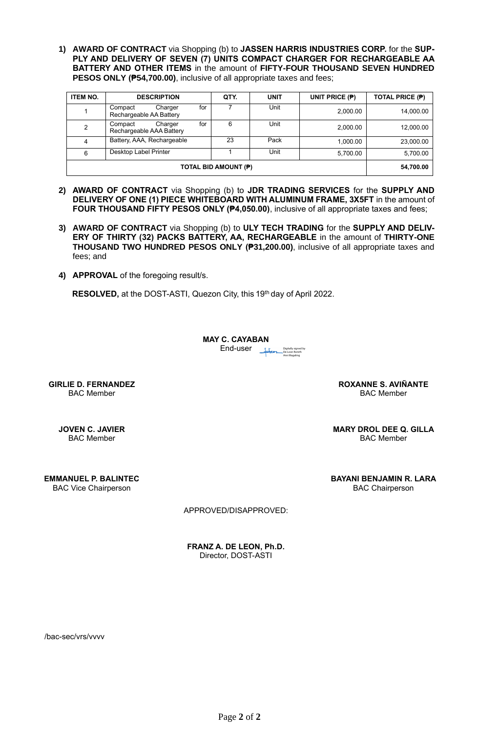1) **AWARD OF CONTRACT** via Shopping (b) to **JASSEN HARRIS INDUSTRIES CORP.** for the **SUPPLY AND DELIVERY OF SEVEN (7) UNITS COMPACT CHARGER FOR RECHARGEABLE AA BATTERY AND OTHER ITEMS** in the amount of **FIFTY-FOUR THOUSAND SEVEN HUNDRED PESOS ONLY (₱54,700.00)**, inclusive of all appropriate taxes and fees;

| ITEM NO. | DESCRIPTION | QTY. | UNIT | UNIT PRICE (₱) | TOTAL PRICE (₱) |
|---|---|---|---|---|---|
| 1 | Compact Charger for Rechargeable AA Battery | 7 | Unit | 2,000.00 | 14,000.00 |
| 2 | Compact Charger for Rechargeable AAA Battery | 6 | Unit | 2,000.00 | 12,000.00 |
| 4 | Battery, AAA, Rechargeable | 23 | Pack | 1,000.00 | 23,000.00 |
| 6 | Desktop Label Printer | 1 | Unit | 5,700.00 | 5,700.00 |
| **TOTAL BID AMOUNT (₱)** | | | | | **54,700.00** |

2) **AWARD OF CONTRACT** via Shopping (b) to **JDR TRADING SERVICES** for the **SUPPLY AND DELIVERY OF ONE (1) PIECE WHITEBOARD WITH ALUMINUM FRAME, 3X5FT** in the amount of **FOUR THOUSAND FIFTY PESOS ONLY (₱4,050.00)**, inclusive of all appropriate taxes and fees;

3) **AWARD OF CONTRACT** via Shopping (b) to **ULY TECH TRADING** for the **SUPPLY AND DELIVERY OF THIRTY (32) PACKS BATTERY, AA, RECHARGEABLE** in the amount of **THIRTY-ONE THOUSAND TWO HUNDRED PESOS ONLY (₱31,200.00)**, inclusive of all appropriate taxes and fees; and

4) **APPROVAL** of the foregoing result/s.

**RESOLVED,** at the DOST-ASTI, Quezon City, this 19th day of April 2022.

**MAY C. CAYABAN**
End-user

Digitally signed by De Leon Ronith Ann Magaling

**GIRLIE D. FERNANDEZ**
BAC Member

**ROXANNE S. AVIÑANTE**
BAC Member

**JOVEN C. JAVIER**
BAC Member

**MARY DROL DEE Q. GILLA**
BAC Member

**EMMANUEL P. BALINTEC**
BAC Vice Chairperson

**BAYANI BENJAMIN R. LARA**
BAC Chairperson

APPROVED/DISAPPROVED:

**FRANZ A. DE LEON, Ph.D.**
Director, DOST-ASTI

/bac-sec/vrs/vvvv